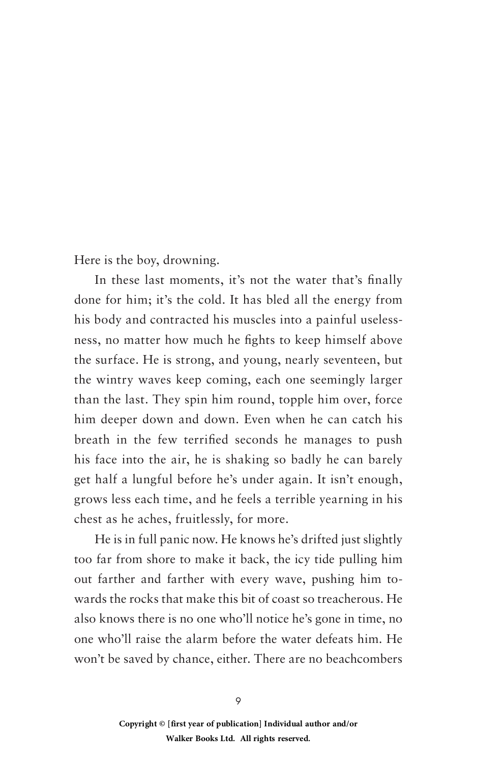Here is the boy, drowning.

In these last moments, it's not the water that's finally done for him; it's the cold. It has bled all the energy from his body and contracted his muscles into a painful uselessness, no matter how much he fights to keep himself above the surface. He is strong, and young, nearly seventeen, but the wintry waves keep coming, each one seemingly larger than the last. They spin him round, topple him over, force him deeper down and down. Even when he can catch his breath in the few terrified seconds he manages to push his face into the air, he is shaking so badly he can barely get half a lungful before he's under again. It isn't enough, grows less each time, and he feels a terrible yearning in his chest as he aches, fruitlessly, for more.

He is in full panic now. He knows he's drifted just slightly too far from shore to make it back, the icy tide pulling him out farther and farther with every wave, pushing him towards the rocks that make this bit of coast so treacherous. He also knows there is no one who'll notice he's gone in time, no one who'll raise the alarm before the water defeats him. He won't be saved by chance, either. There are no beachcombers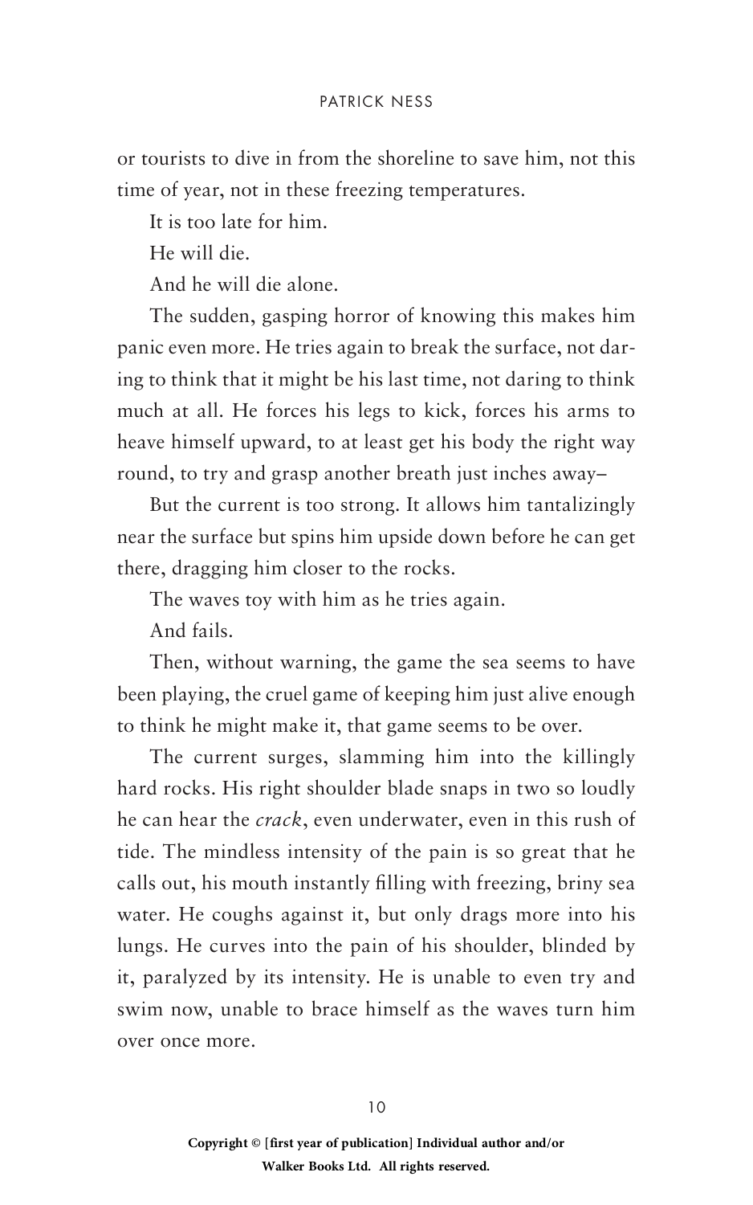or tourists to dive in from the shoreline to save him, not this time of year, not in these freezing temperatures.

It is too late for him.

He will die.

And he will die alone.

The sudden, gasping horror of knowing this makes him panic even more. He tries again to break the surface, not daring to think that it might be his last time, not daring to think much at all. He forces his legs to kick, forces his arms to heave himself upward, to at least get his body the right way round, to try and grasp another breath just inches away–

But the current is too strong. It allows him tantalizingly near the surface but spins him upside down before he can get there, dragging him closer to the rocks.

The waves toy with him as he tries again.

And fails.

Then, without warning, the game the sea seems to have been playing, the cruel game of keeping him just alive enough to think he might make it, that game seems to be over.

The current surges, slamming him into the killingly hard rocks. His right shoulder blade snaps in two so loudly he can hear the *crack*, even underwater, even in this rush of tide. The mindless intensity of the pain is so great that he calls out, his mouth instantly filling with freezing, briny sea water. He coughs against it, but only drags more into his lungs. He curves into the pain of his shoulder, blinded by it, paralyzed by its intensity. He is unable to even try and swim now, unable to brace himself as the waves turn him over once more.

**Copyright © [first year of publication] Individual author and/or Walker Books Ltd. All rights reserved.**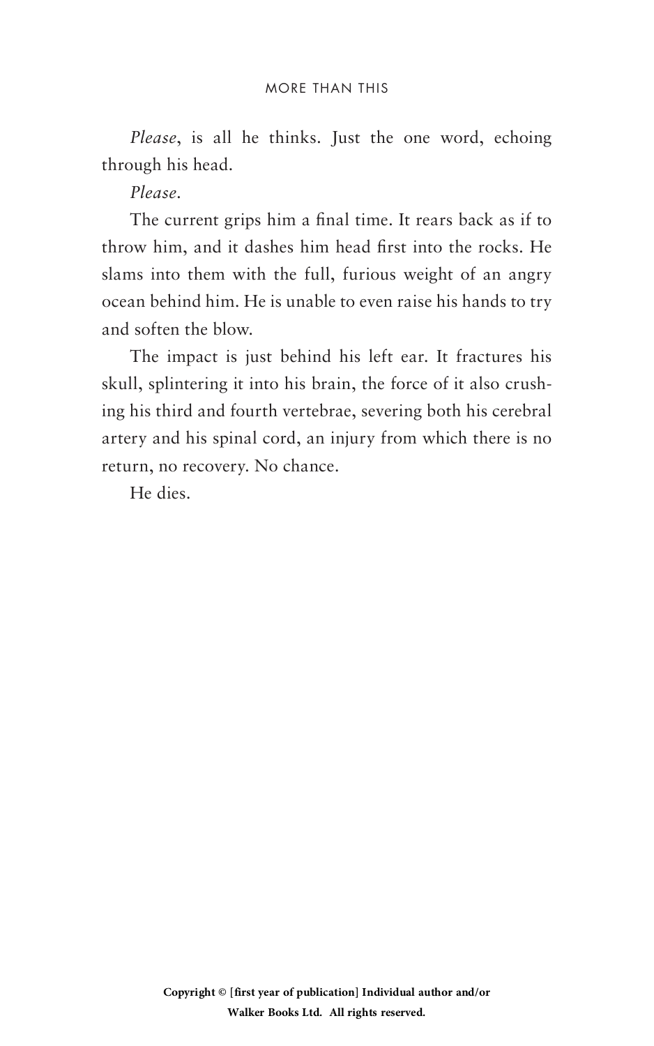*Please*, is all he thinks. Just the one word, echoing through his head.

*Please*.

The current grips him a final time. It rears back as if to throw him, and it dashes him head first into the rocks. He slams into them with the full, furious weight of an angry ocean behind him. He is unable to even raise his hands to try and soften the blow.

The impact is just behind his left ear. It fractures his skull, splintering it into his brain, the force of it also crushing his third and fourth vertebrae, severing both his cerebral artery and his spinal cord, an injury from which there is no return, no recovery. No chance.

He dies.